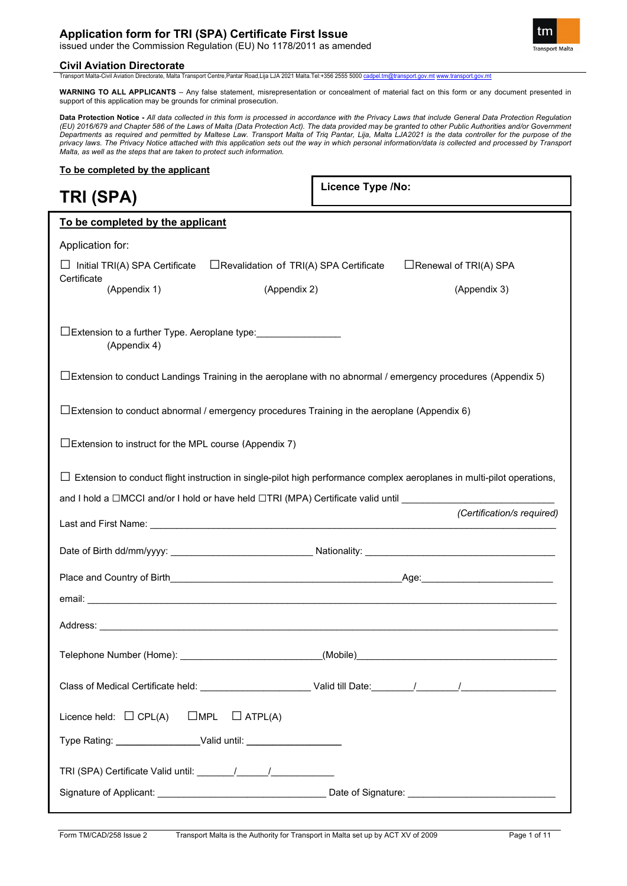# Application form for TRI (SPA) Certificate First Issue

issued under the Commission Regulation (EU) No 1178/2011 as amended

## Civil Aviation Directorate

Transport Malta-Civil Aviation Directorate, Malta Transport Centre,Pantar Road,Lija LJA 2021 Malta.Tel:+356 2555 5000 cadpel.tm@transport.gov.mt www.transport.gov.mt

**WARNING TO ALL APPLICANTS** – Any false statement, misrepresentation or concealment of material fact on this form or any document presented in support of this application may be grounds for criminal prosecution.

**Data Protection Notice -** *All data collected in this form is processed in accordance with the Privacy Laws that include General Data Protection Regulation (EU) 2016/679 and Chapter 586 of the Laws of Malta (Data Protection Act). The data provided may be granted to other Public Authorities and/or Government Departments as required and permitted by Maltese Law. Transport Malta of Triq Pantar, Lija, Malta LJA2021 is the data controller for the purpose of the privacy laws. The Privacy Notice attached with this application sets out the way in which personal information/data is collected and processed by Transport Malta, as well as the steps that are taken to protect such information.*

**To be completed by the applicant**

# TRI (SPA)

**Licence Type /No:**

**To be completed by the applicant**

Application for:

☐ Initial TRI(A) SPA Certificate (Appendix 1) ☐Revalidation of TRI(A) SPA Certificate (Appendix 2) ☐Renewal of TRI(A) SPA Certificate (Appendix 3)

☐Extension to a further Type. Aeroplane type:________________ (Appendix 4)

☐Extension to conduct Landings Training in the aeroplane with no abnormal / emergency procedures (Appendix 5)

☐Extension to conduct abnormal / emergency procedures Training in the aeroplane (Appendix 6)

☐Extension to instruct for the MPL course (Appendix 7)

☐ Extension to conduct flight instruction in single-pilot high performance complex aeroplanes in multi-pilot operations, and I hold a ☐MCCI and/or I hold or have held ☐TRI (MPA) Certificate valid until ____________________________

*(Certification/s required)*

Last and First Name: ______________________________________________________________________________

Date of Birth dd/mm/yyyy: ___________________________ Nationality: ____________________________________

Place and Country of Birth____________________________________________Age:_________________________

email: ________________________________________________________________________________________

Address: _______________________________________________________________________________________

Telephone Number (Home): __________________________(Mobile)_______________________________________

Class of Medical Certificate held: _____________________ Valid till Date:________/________/__________________

Licence held: ☐ CPL(A) ☐MPL ☐ ATPL(A)

Type Rating: ________________Valid until: __________________

TRI (SPA) Certificate Valid until: _______/______/____________

Signature of Applicant: ________________________________ Date of Signature: ____________________________

Form TM/CAD/258 Issue 2 Transport Malta is the Authority for Transport in Malta set up by ACT XV of 2009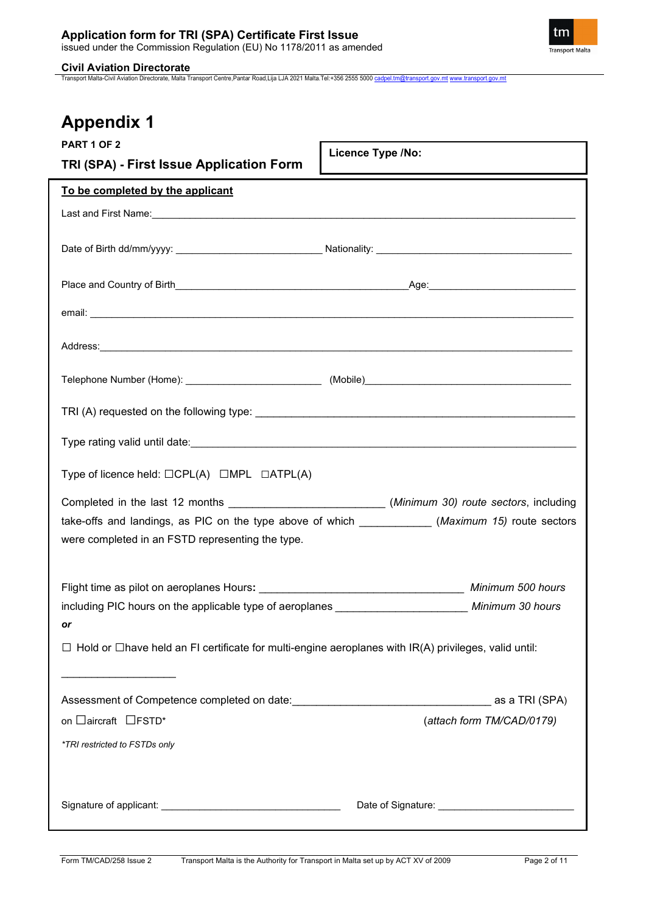# Appendix 1

**PART 1 OF 2**

**TRI (SPA) - First Issue Application Form**

**Licence Type /No:**

**To be completed by the applicant**

Last and First Name:\_\_\_\_\_\_\_\_\_\_\_\_\_\_\_\_\_\_\_\_\_\_\_\_\_\_\_\_\_\_\_\_\_\_\_\_\_\_\_\_\_\_\_\_\_\_\_\_\_\_\_\_\_\_\_\_\_\_\_\_

Date of Birth dd/mm/yyyy: \_\_\_\_\_\_\_\_\_\_\_\_\_\_\_\_\_\_\_\_\_\_\_\_ Nationality: \_\_\_\_\_\_\_\_\_\_\_\_\_\_\_\_\_\_\_\_\_\_\_\_\_\_\_\_\_\_\_\_\_

Place and Country of Birth\_\_\_\_\_\_\_\_\_\_\_\_\_\_\_\_\_\_\_\_\_\_\_\_\_\_\_\_\_\_\_\_\_\_\_\_Age:\_\_\_\_\_\_\_\_\_\_\_\_\_\_\_\_\_\_\_\_\_\_\_\_

email: \_\_\_\_\_\_\_\_\_\_\_\_\_\_\_\_\_\_\_\_\_\_\_\_\_\_\_\_\_\_\_\_\_\_\_\_\_\_\_\_\_\_\_\_\_\_\_\_\_\_\_\_\_\_\_\_\_\_\_\_\_\_\_\_\_\_\_\_\_\_\_\_

Address:\_\_\_\_\_\_\_\_\_\_\_\_\_\_\_\_\_\_\_\_\_\_\_\_\_\_\_\_\_\_\_\_\_\_\_\_\_\_\_\_\_\_\_\_\_\_\_\_\_\_\_\_\_\_\_\_\_\_\_\_\_\_\_\_\_\_\_\_\_\_\_

Telephone Number (Home): \_\_\_\_\_\_\_\_\_\_\_\_\_\_\_\_\_\_\_\_\_\_ (Mobile)\_\_\_\_\_\_\_\_\_\_\_\_\_\_\_\_\_\_\_\_\_\_\_\_\_\_\_\_\_\_\_\_\_\_\_

TRI (A) requested on the following type: \_\_\_\_\_\_\_\_\_\_\_\_\_\_\_\_\_\_\_\_\_\_\_\_\_\_\_\_\_\_\_\_\_\_\_\_\_\_\_\_\_\_\_\_\_\_\_\_

Type rating valid until date:\_\_\_\_\_\_\_\_\_\_\_\_\_\_\_\_\_\_\_\_\_\_\_\_\_\_\_\_\_\_\_\_\_\_\_\_\_\_\_\_\_\_\_\_\_\_\_\_\_\_\_\_\_\_\_\_\_\_\_

Type of licence held: ☐CPL(A) ☐MPL ☐ATPL(A)

Completed in the last 12 months \_\_\_\_\_\_\_\_\_\_\_\_\_\_\_\_\_\_\_\_\_\_ (*Minimum 30) route sectors*, including take-offs and landings, as PIC on the type above of which \_\_\_\_\_\_\_\_\_\_ (*Maximum 15)* route sectors were completed in an FSTD representing the type.

Flight time as pilot on aeroplanes Hours**:** \_\_\_\_\_\_\_\_\_\_\_\_\_\_\_\_\_\_\_\_\_\_\_\_\_\_\_\_\_\_ *Minimum 500 hours*

including PIC hours on the applicable type of aeroplanes \_\_\_\_\_\_\_\_\_\_\_\_\_\_\_\_\_\_\_ *Minimum 30 hours*

***or***

☐ Hold or ☐have held an FI certificate for multi-engine aeroplanes with IR(A) privileges, valid until:

\_\_\_\_\_\_\_\_\_\_\_\_\_\_\_\_\_\_

Assessment of Competence completed on date:\_\_\_\_\_\_\_\_\_\_\_\_\_\_\_\_\_\_\_\_\_\_\_\_\_\_\_\_\_\_ as a TRI (SPA) on ☐aircraft ☐FSTD* (*attach form TM/CAD/0179)*

*\*TRI restricted to FSTDs only*

Signature of applicant: \_\_\_\_\_\_\_\_\_\_\_\_\_\_\_\_\_\_\_\_\_\_\_\_\_\_\_\_\_ Date of Signature: \_\_\_\_\_\_\_\_\_\_\_\_\_\_\_\_\_\_\_\_\_\_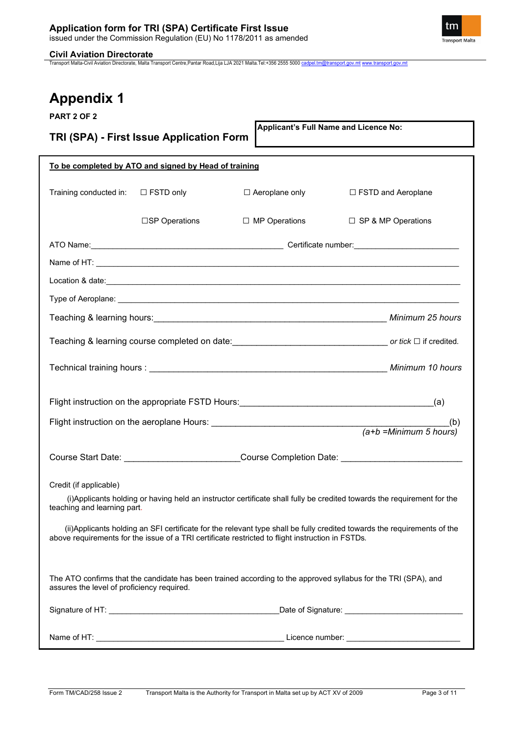# Appendix 1

**PART 2 OF 2**

## TRI (SPA) - First Issue Application Form

**Applicant's Full Name and Licence No:**

**To be completed by ATO and signed by Head of training**

Training conducted in: ☐ FSTD only ☐ Aeroplane only ☐ FSTD and Aeroplane

☐SP Operations ☐ MP Operations ☐ SP & MP Operations

ATO Name:_______________________________ Certificate number:____________________

Name of HT: ___________________________________________________________________

Location & date:________________________________________________________________

Type of Aeroplane: ______________________________________________________________

Teaching & learning hours:________________________________________ *Minimum 25 hours*

Teaching & learning course completed on date:__________________________ *or tick* ☐ if credited.

Technical training hours : ________________________________________ *Minimum 10 hours*

Flight instruction on the appropriate FSTD Hours:________________________________(a)

Flight instruction on the aeroplane Hours: ______________________________________(b)
*(a+b =Minimum 5 hours)*

Course Start Date: ____________________Course Completion Date: ____________________

Credit (if applicable)

(i)Applicants holding or having held an instructor certificate shall fully be credited towards the requirement for the teaching and learning part.

(ii)Applicants holding an SFI certificate for the relevant type shall be fully credited towards the requirements of the above requirements for the issue of a TRI certificate restricted to flight instruction in FSTDs.

The ATO confirms that the candidate has been trained according to the approved syllabus for the TRI (SPA), and assures the level of proficiency required.

Signature of HT: ________________________________Date of Signature: ____________________

Name of HT: ____________________________________ Licence number: ____________________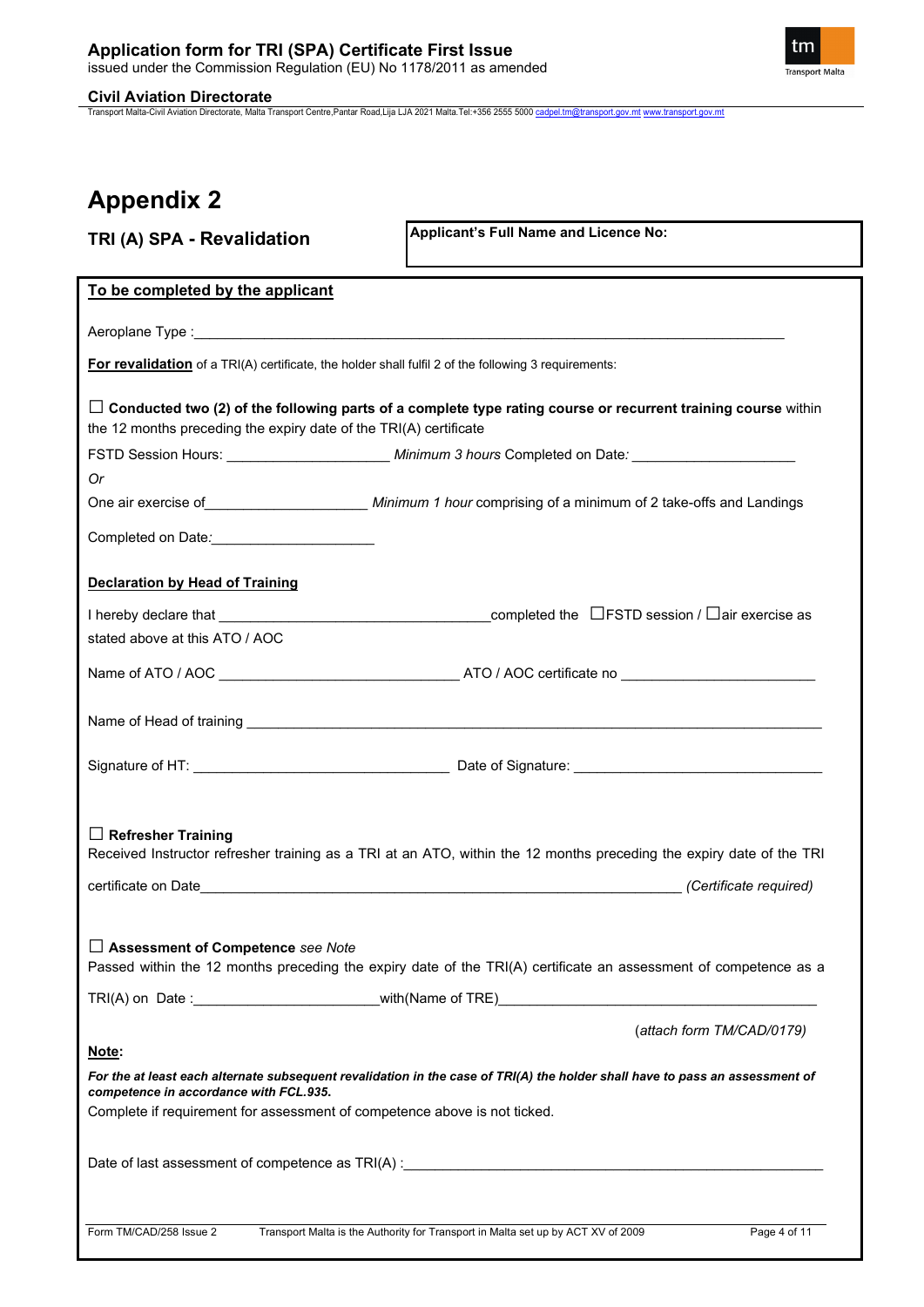# Appendix 2

## TRI (A) SPA - Revalidation

**Applicant's Full Name and Licence No:**

**To be completed by the applicant**

Aeroplane Type :\_\_\_\_\_\_\_\_\_\_\_\_\_\_\_\_\_\_\_\_\_\_\_\_\_\_\_\_\_\_\_\_\_\_\_\_\_\_\_\_\_\_\_\_\_\_\_\_\_\_\_\_\_\_\_\_\_\_\_\_

**For revalidation** of a TRI(A) certificate, the holder shall fulfil 2 of the following 3 requirements:

☐ **Conducted two (2) of the following parts of a complete type rating course or recurrent training course** within the 12 months preceding the expiry date of the TRI(A) certificate

FSTD Session Hours: \_\_\_\_\_\_\_\_\_\_\_\_\_\_\_\_\_\_ *Minimum 3 hours* Completed on Date*:* \_\_\_\_\_\_\_\_\_\_\_\_\_\_\_\_\_\_

*Or*

One air exercise of\_\_\_\_\_\_\_\_\_\_\_\_\_\_\_\_\_\_ *Minimum 1 hour* comprising of a minimum of 2 take-offs and Landings

Completed on Date*:*\_\_\_\_\_\_\_\_\_\_\_\_\_\_\_\_\_\_

**Declaration by Head of Training**

I hereby declare that \_\_\_\_\_\_\_\_\_\_\_\_\_\_\_\_\_\_\_\_\_\_\_\_\_\_\_\_\_\_completed the ☐FSTD session / ☐air exercise as stated above at this ATO / AOC

Name of ATO / AOC \_\_\_\_\_\_\_\_\_\_\_\_\_\_\_\_\_\_\_\_\_\_\_\_\_\_\_\_ ATO / AOC certificate no \_\_\_\_\_\_\_\_\_\_\_\_\_\_\_\_\_\_\_\_\_\_

Name of Head of training \_\_\_\_\_\_\_\_\_\_\_\_\_\_\_\_\_\_\_\_\_\_\_\_\_\_\_\_\_\_\_\_\_\_\_\_\_\_\_\_\_\_\_\_\_\_\_\_\_\_\_\_

Signature of HT: \_\_\_\_\_\_\_\_\_\_\_\_\_\_\_\_\_\_\_\_\_\_\_\_\_\_\_\_\_\_ Date of Signature: \_\_\_\_\_\_\_\_\_\_\_\_\_\_\_\_\_\_\_\_\_\_\_\_\_\_\_\_

☐ **Refresher Training**
Received Instructor refresher training as a TRI at an ATO, within the 12 months preceding the expiry date of the TRI certificate on Date\_\_\_\_\_\_\_\_\_\_\_\_\_\_\_\_\_\_\_\_\_\_\_\_\_\_\_\_\_\_\_\_\_\_\_\_\_\_\_\_\_\_\_\_\_\_\_\_\_\_\_\_ *(Certificate required)*

☐ **Assessment of Competence** *see Note*
Passed within the 12 months preceding the expiry date of the TRI(A) certificate an assessment of competence as a TRI(A) on Date :\_\_\_\_\_\_\_\_\_\_\_\_\_\_\_\_\_\_\_\_\_\_with(Name of TRE)\_\_\_\_\_\_\_\_\_\_\_\_\_\_\_\_\_\_\_\_\_\_\_\_\_\_\_\_\_\_\_\_\_\_\_\_\_\_

(*attach form TM/CAD/0179)*

**Note:**

***For the at least each alternate subsequent revalidation in the case of TRI(A) the holder shall have to pass an assessment of competence in accordance with FCL.935.***

Complete if requirement for assessment of competence above is not ticked.

Date of last assessment of competence as TRI(A) :\_\_\_\_\_\_\_\_\_\_\_\_\_\_\_\_\_\_\_\_\_\_\_\_\_\_\_\_\_\_\_\_\_\_\_\_\_\_\_\_\_\_\_\_\_\_\_\_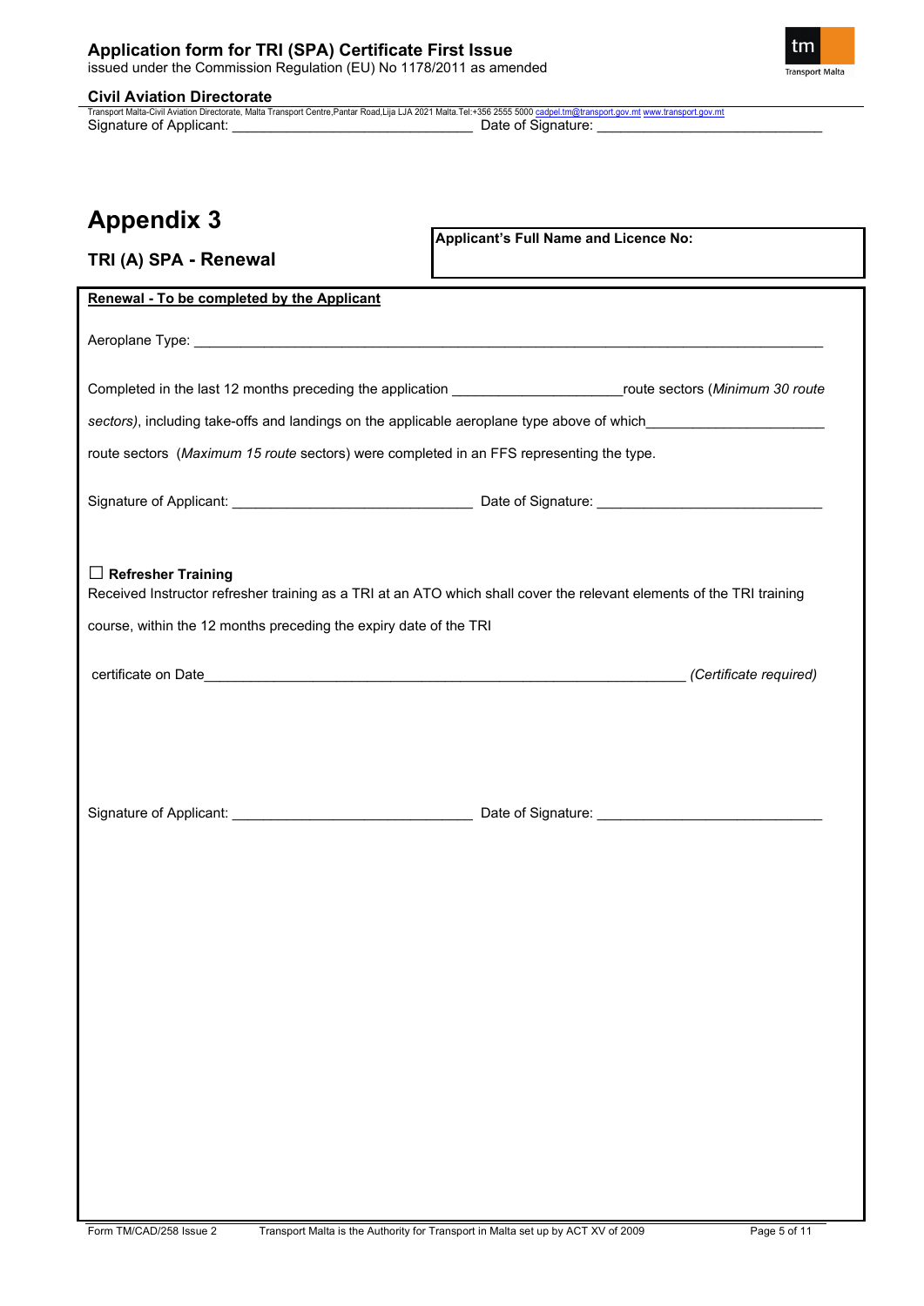Signature of Applicant: ______________________________ Date of Signature: ____________________________

# Appendix 3

## TRI (A) SPA - Renewal

| **Applicant's Full Name and Licence No:** |
|---|
| |

**Renewal - To be completed by the Applicant**

Aeroplane Type: ________________________________________________________________________________

Completed in the last 12 months preceding the application _____________________route sectors (*Minimum 30 route sectors)*, including take-offs and landings on the applicable aeroplane type above of which______________________ route sectors (*Maximum 15 route* sectors) were completed in an FFS representing the type.

Signature of Applicant: ______________________________ Date of Signature: ____________________________

☐ **Refresher Training**

Received Instructor refresher training as a TRI at an ATO which shall cover the relevant elements of the TRI training course, within the 12 months preceding the expiry date of the TRI certificate on Date_______________________________________________________________ *(Certificate required)*

Signature of Applicant: ______________________________ Date of Signature: ____________________________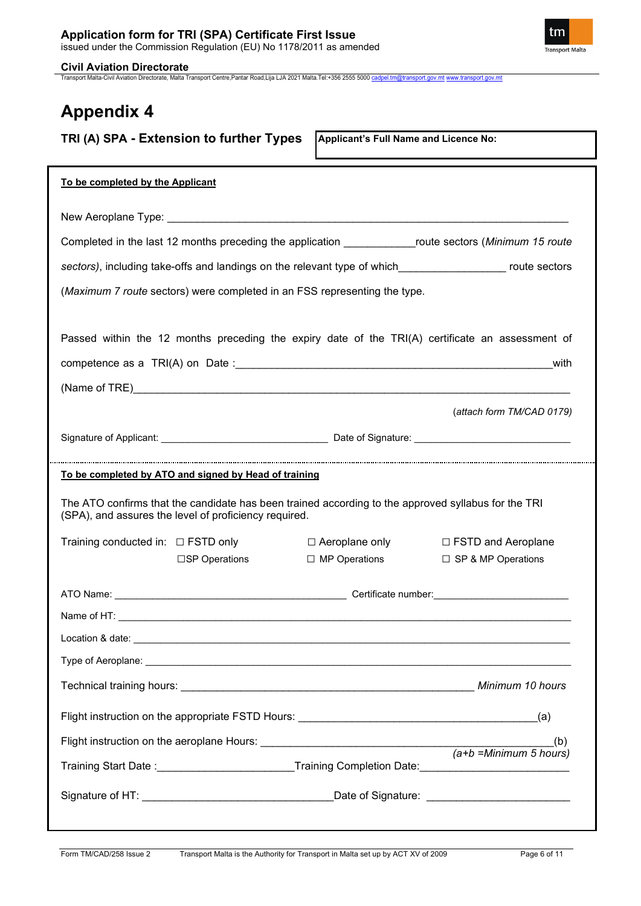# Appendix 4

## TRI (A) SPA - Extension to further Types

**Applicant's Full Name and Licence No:**

**To be completed by the Applicant**

New Aeroplane Type: ______________________________________________________________________

Completed in the last 12 months preceding the application ___________route sectors (*Minimum 15 route sectors*), including take-offs and landings on the relevant type of which_________________ route sectors (*Maximum 7 route* sectors) were completed in an FSS representing the type.

Passed within the 12 months preceding the expiry date of the TRI(A) certificate an assessment of competence as a TRI(A) on Date :_____________________________________________________with (Name of TRE)_____________________________________________________________________

(*attach form TM/CAD 0179*)

Signature of Applicant: ____________________________ Date of Signature: ___________________________

**To be completed by ATO and signed by Head of training**

The ATO confirms that the candidate has been trained according to the approved syllabus for the TRI (SPA), and assures the level of proficiency required.

Training conducted in: ☐ FSTD only ☐ Aeroplane only ☐ FSTD and Aeroplane

☐SP Operations ☐ MP Operations ☐ SP & MP Operations

ATO Name: ________________________________________ Certificate number:________________________

Name of HT: _______________________________________________________________________________

Location & date: ____________________________________________________________________________

Type of Aeroplane: __________________________________________________________________________

Technical training hours: _________________________________________________ *Minimum 10 hours*

Flight instruction on the appropriate FSTD Hours: ________________________________________(a)

Flight instruction on the aeroplane Hours: _____________________________________________(b)

*(a+b =Minimum 5 hours)*

Training Start Date :______________________Training Completion Date:________________________

Signature of HT: _______________________________Date of Signature: _______________________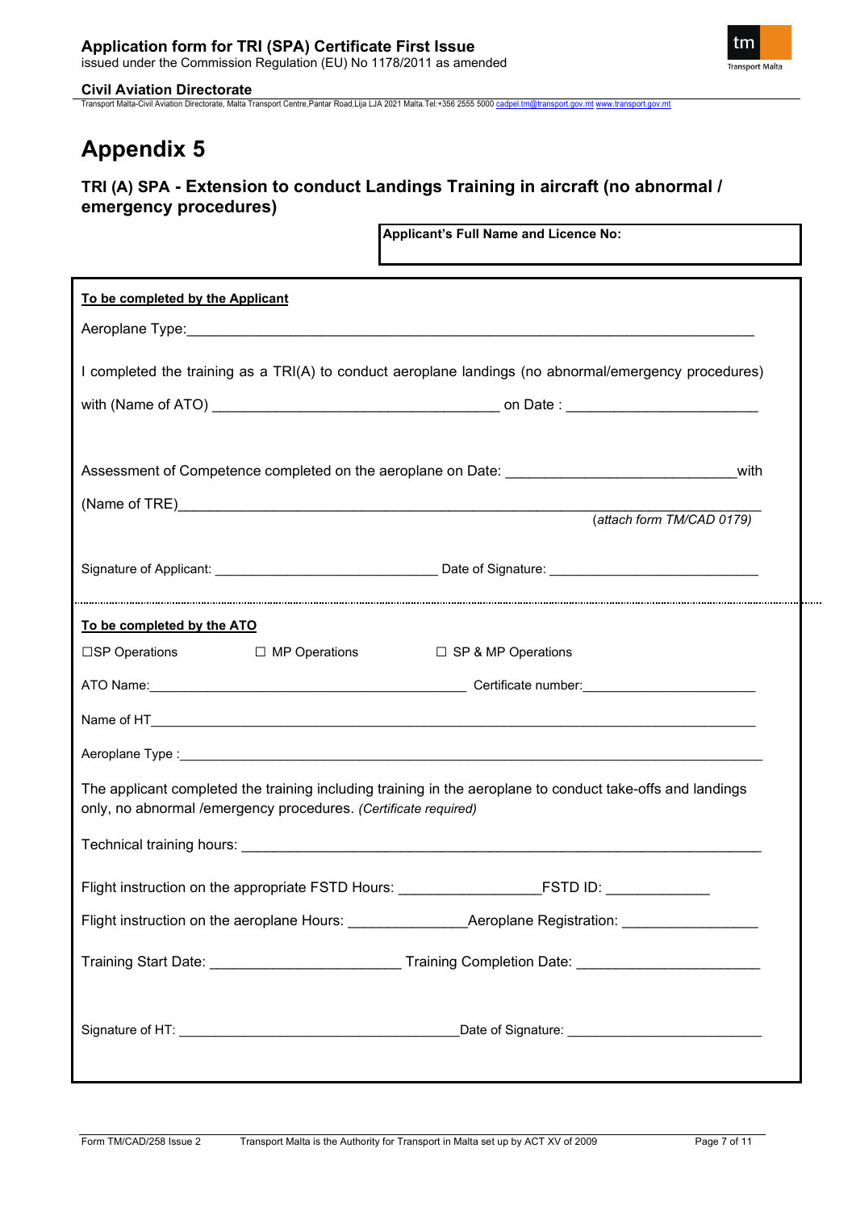# Appendix 5

## TRI (A) SPA - Extension to conduct Landings Training in aircraft (no abnormal / emergency procedures)

**Applicant's Full Name and Licence No:**

**To be completed by the Applicant**

Aeroplane Type:_______________________________________________

I completed the training as a TRI(A) to conduct aeroplane landings (no abnormal/emergency procedures)

with (Name of ATO) ______________________________ on Date : ____________________

Assessment of Competence completed on the aeroplane on Date: ________________________ with

(Name of TRE)_______________________________________________

(*attach form TM/CAD 0179*)

Signature of Applicant: ________________________ Date of Signature: ______________________

**To be completed by the ATO**

☐SP Operations ☐ MP Operations ☐ SP & MP Operations

ATO Name:__________________________________ Certificate number:____________________

Name of HT_________________________________________________

Aeroplane Type :_____________________________________________

The applicant completed the training including training in the aeroplane to conduct take-offs and landings only, no abnormal /emergency procedures. *(Certificate required)*

Technical training hours: _____________________________________________

Flight instruction on the appropriate FSTD Hours: _______________FSTD ID: ___________

Flight instruction on the aeroplane Hours: ______________Aeroplane Registration: _______________

Training Start Date: ____________________ Training Completion Date: ____________________

Signature of HT: ______________________________Date of Signature: ______________________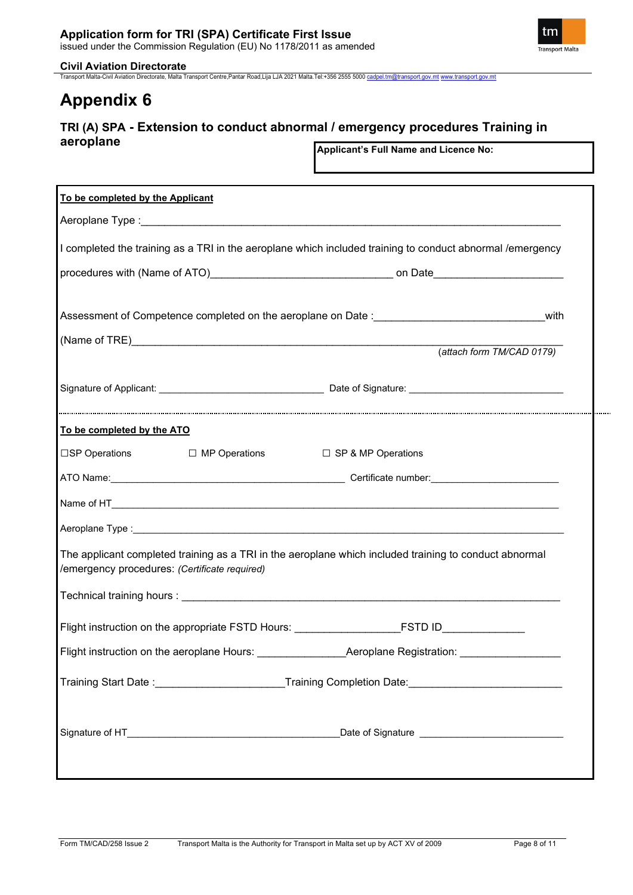# Appendix 6

## TRI (A) SPA - Extension to conduct abnormal / emergency procedures Training in aeroplane

**Applicant's Full Name and Licence No:**

**To be completed by the Applicant**

Aeroplane Type :______________________________________________

I completed the training as a TRI in the aeroplane which included training to conduct abnormal /emergency procedures with (Name of ATO)______________________________ on Date______________________

Assessment of Competence completed on the aeroplane on Date :____________________________with (Name of TRE)______________________________________________________________

*(attach form TM/CAD 0179)*

Signature of Applicant: ______________________________ Date of Signature: ____________________________

**To be completed by the ATO**

☐SP Operations ☐ MP Operations ☐ SP & MP Operations

ATO Name:____________________________________________ Certificate number:_______________________

Name of HT______________________________________________________________________________

Aeroplane Type :_________________________________________________________________________

The applicant completed training as a TRI in the aeroplane which included training to conduct abnormal /emergency procedures: *(Certificate required)*

Technical training hours : ____________________________________________________________________

Flight instruction on the appropriate FSTD Hours: _________________FSTD ID_____________

Flight instruction on the aeroplane Hours: ______________Aeroplane Registration: ________________

Training Start Date :_____________________Training Completion Date:_________________________

Signature of HT________________________________________Date of Signature ___________________________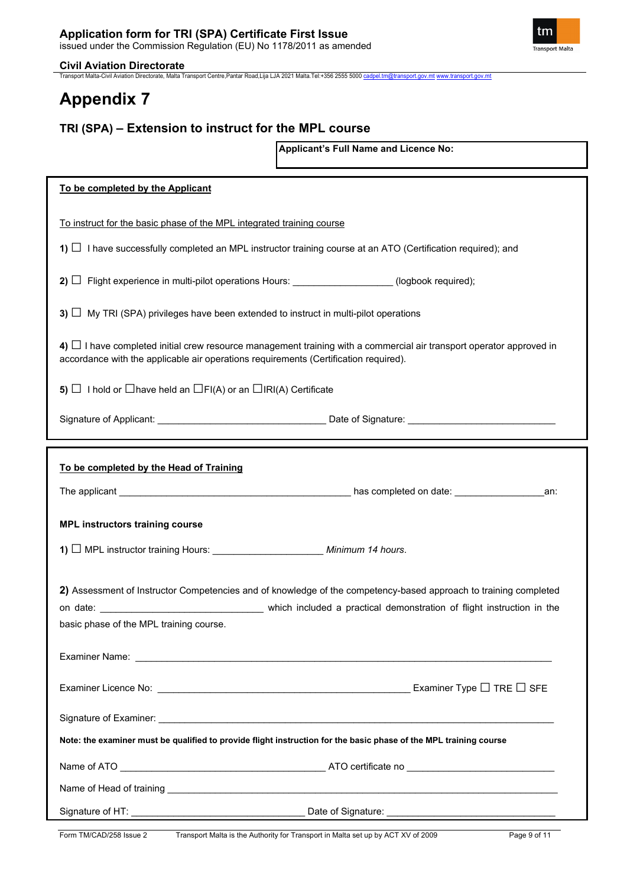# Appendix 7

## TRI (SPA) – Extension to instruct for the MPL course

**Applicant's Full Name and Licence No:**

**To be completed by the Applicant**

To instruct for the basic phase of the MPL integrated training course

**1)** ☐ I have successfully completed an MPL instructor training course at an ATO (Certification required); and

**2)** ☐ Flight experience in multi-pilot operations Hours: __________________ (logbook required);

**3)** ☐ My TRI (SPA) privileges have been extended to instruct in multi-pilot operations

**4)** ☐ I have completed initial crew resource management training with a commercial air transport operator approved in accordance with the applicable air operations requirements (Certification required).

**5)** ☐ I hold or ☐have held an ☐FI(A) or an ☐IRI(A) Certificate

Signature of Applicant: _______________________________ Date of Signature: ___________________________

**To be completed by the Head of Training**

The applicant ____________________________________________ has completed on date: _________________an:

**MPL instructors training course**

**1)** ☐ MPL instructor training Hours: ____________________ *Minimum 14 hours*.

**2)** Assessment of Instructor Competencies and of knowledge of the competency-based approach to training completed on date: ______________________________ which included a practical demonstration of flight instruction in the basic phase of the MPL training course.

Examiner Name: ______________________________________________________________________________

Examiner Licence No: _______________________________________________ Examiner Type ☐ TRE ☐ SFE

Signature of Examiner: ____________________________________________________________________________

**Note: the examiner must be qualified to provide flight instruction for the basic phase of the MPL training course**

Name of ATO _______________________________________ ATO certificate no ___________________________

Name of Head of training _________________________________________________________________________

Signature of HT: ________________________________ Date of Signature: ______________________________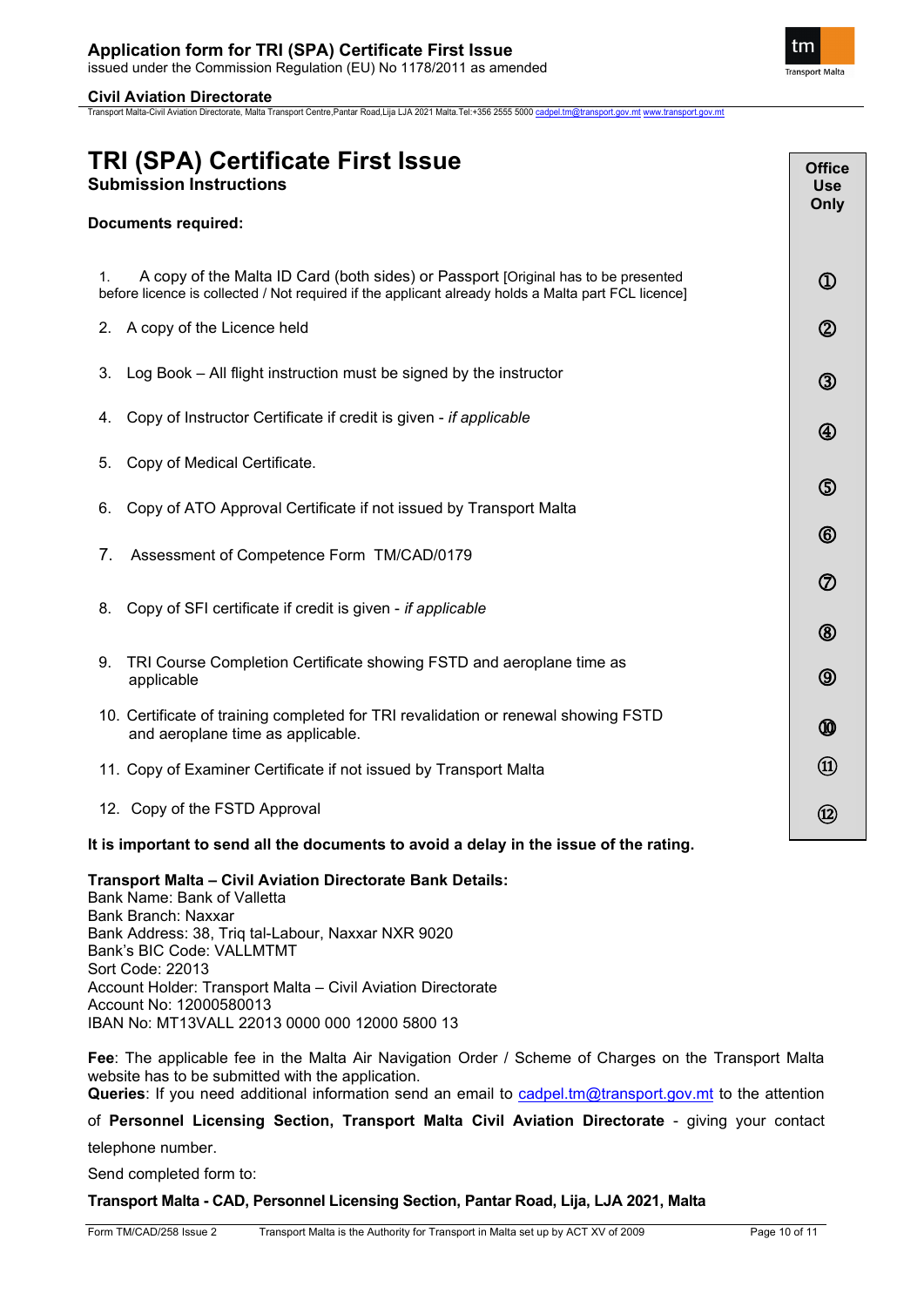# TRI (SPA) Certificate First Issue

## Submission Instructions

**Documents required:**

| Document | Office Use Only |
|---|---|
| 1. A copy of the Malta ID Card (both sides) or Passport [Original has to be presented before licence is collected / Not required if the applicant already holds a Malta part FCL licence] | ① |
| 2. A copy of the Licence held | ② |
| 3. Log Book – All flight instruction must be signed by the instructor | ③ |
| 4. Copy of Instructor Certificate if credit is given - *if applicable* | ④ |
| 5. Copy of Medical Certificate. | ⑤ |
| 6. Copy of ATO Approval Certificate if not issued by Transport Malta | ⑥ |
| 7. Assessment of Competence Form TM/CAD/0179 | ⑦ |
| 8. Copy of SFI certificate if credit is given - *if applicable* | ⑧ |
| 9. TRI Course Completion Certificate showing FSTD and aeroplane time as applicable | ⑨ |
| 10. Certificate of training completed for TRI revalidation or renewal showing FSTD and aeroplane time as applicable. | ⑩ |
| 11. Copy of Examiner Certificate if not issued by Transport Malta | ⑪ |
| 12. Copy of the FSTD Approval | ⑫ |

**It is important to send all the documents to avoid a delay in the issue of the rating.**

**Transport Malta – Civil Aviation Directorate Bank Details:**
Bank Name: Bank of Valletta
Bank Branch: Naxxar
Bank Address: 38, Triq tal-Labour, Naxxar NXR 9020
Bank's BIC Code: VALLMTMT
Sort Code: 22013
Account Holder: Transport Malta – Civil Aviation Directorate
Account No: 12000580013
IBAN No: MT13VALL 22013 0000 000 12000 5800 13

**Fee**: The applicable fee in the Malta Air Navigation Order / Scheme of Charges on the Transport Malta website has to be submitted with the application.
**Queries**: If you need additional information send an email to cadpel.tm@transport.gov.mt to the attention of **Personnel Licensing Section, Transport Malta Civil Aviation Directorate** - giving your contact telephone number.

Send completed form to:

**Transport Malta - CAD, Personnel Licensing Section, Pantar Road, Lija, LJA 2021, Malta**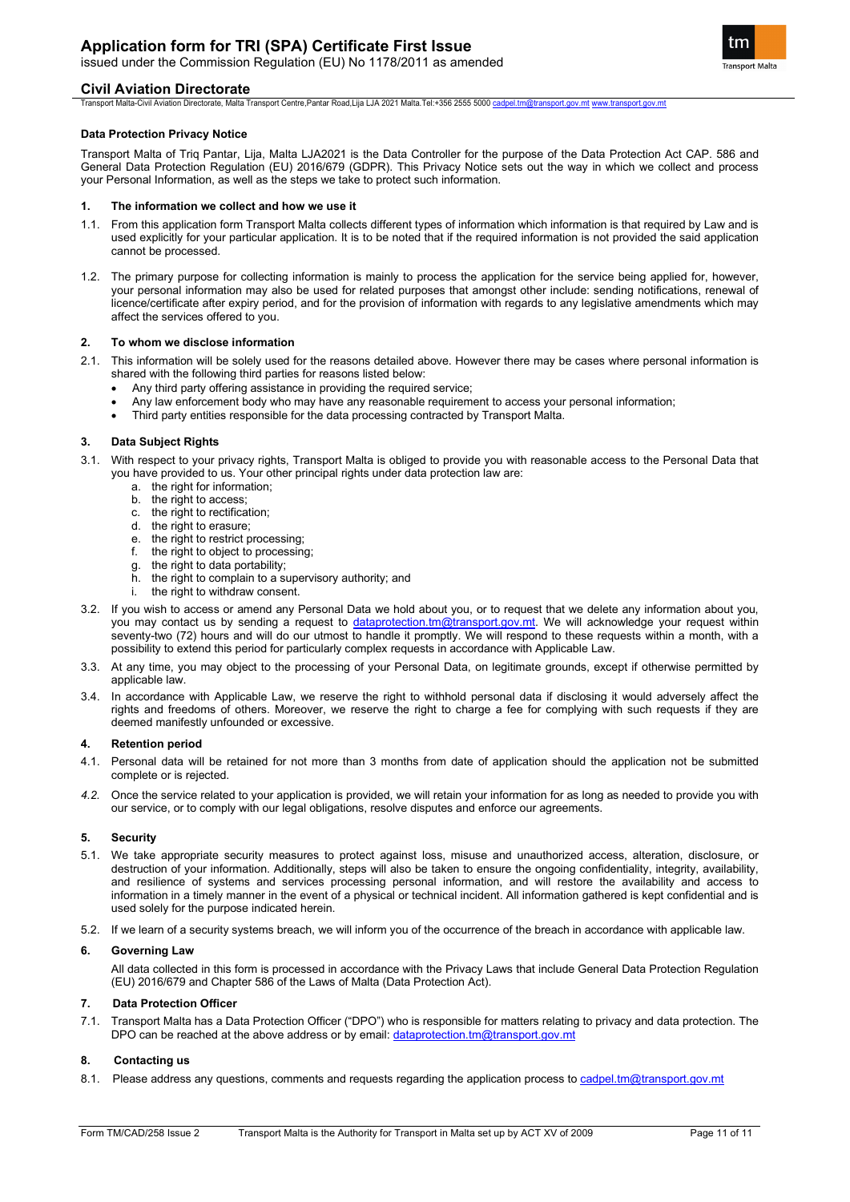## Data Protection Privacy Notice

Transport Malta of Triq Pantar, Lija, Malta LJA2021 is the Data Controller for the purpose of the Data Protection Act CAP. 586 and General Data Protection Regulation (EU) 2016/679 (GDPR). This Privacy Notice sets out the way in which we collect and process your Personal Information, as well as the steps we take to protect such information.

### 1. The information we collect and how we use it

1.1. From this application form Transport Malta collects different types of information which information is that required by Law and is used explicitly for your particular application. It is to be noted that if the required information is not provided the said application cannot be processed.

1.2. The primary purpose for collecting information is mainly to process the application for the service being applied for, however, your personal information may also be used for related purposes that amongst other include: sending notifications, renewal of licence/certificate after expiry period, and for the provision of information with regards to any legislative amendments which may affect the services offered to you.

### 2. To whom we disclose information

2.1. This information will be solely used for the reasons detailed above. However there may be cases where personal information is shared with the following third parties for reasons listed below:

- Any third party offering assistance in providing the required service;
- Any law enforcement body who may have any reasonable requirement to access your personal information;
- Third party entities responsible for the data processing contracted by Transport Malta.

### 3. Data Subject Rights

3.1. With respect to your privacy rights, Transport Malta is obliged to provide you with reasonable access to the Personal Data that you have provided to us. Your other principal rights under data protection law are:

a. the right for information;
b. the right to access;
c. the right to rectification;
d. the right to erasure;
e. the right to restrict processing;
f. the right to object to processing;
g. the right to data portability;
h. the right to complain to a supervisory authority; and
i. the right to withdraw consent.

3.2. If you wish to access or amend any Personal Data we hold about you, or to request that we delete any information about you, you may contact us by sending a request to dataprotection.tm@transport.gov.mt. We will acknowledge your request within seventy-two (72) hours and will do our utmost to handle it promptly. We will respond to these requests within a month, with a possibility to extend this period for particularly complex requests in accordance with Applicable Law.

3.3. At any time, you may object to the processing of your Personal Data, on legitimate grounds, except if otherwise permitted by applicable law.

3.4. In accordance with Applicable Law, we reserve the right to withhold personal data if disclosing it would adversely affect the rights and freedoms of others. Moreover, we reserve the right to charge a fee for complying with such requests if they are deemed manifestly unfounded or excessive.

### 4. Retention period

4.1. Personal data will be retained for not more than 3 months from date of application should the application not be submitted complete or is rejected.

*4.2.* Once the service related to your application is provided, we will retain your information for as long as needed to provide you with our service, or to comply with our legal obligations, resolve disputes and enforce our agreements.

### 5. Security

5.1. We take appropriate security measures to protect against loss, misuse and unauthorized access, alteration, disclosure, or destruction of your information. Additionally, steps will also be taken to ensure the ongoing confidentiality, integrity, availability, and resilience of systems and services processing personal information, and will restore the availability and access to information in a timely manner in the event of a physical or technical incident. All information gathered is kept confidential and is used solely for the purpose indicated herein.

5.2. If we learn of a security systems breach, we will inform you of the occurrence of the breach in accordance with applicable law.

### 6. Governing Law

All data collected in this form is processed in accordance with the Privacy Laws that include General Data Protection Regulation (EU) 2016/679 and Chapter 586 of the Laws of Malta (Data Protection Act).

### 7. Data Protection Officer

7.1. Transport Malta has a Data Protection Officer ("DPO") who is responsible for matters relating to privacy and data protection. The DPO can be reached at the above address or by email: dataprotection.tm@transport.gov.mt

### 8. Contacting us

8.1. Please address any questions, comments and requests regarding the application process to cadpel.tm@transport.gov.mt